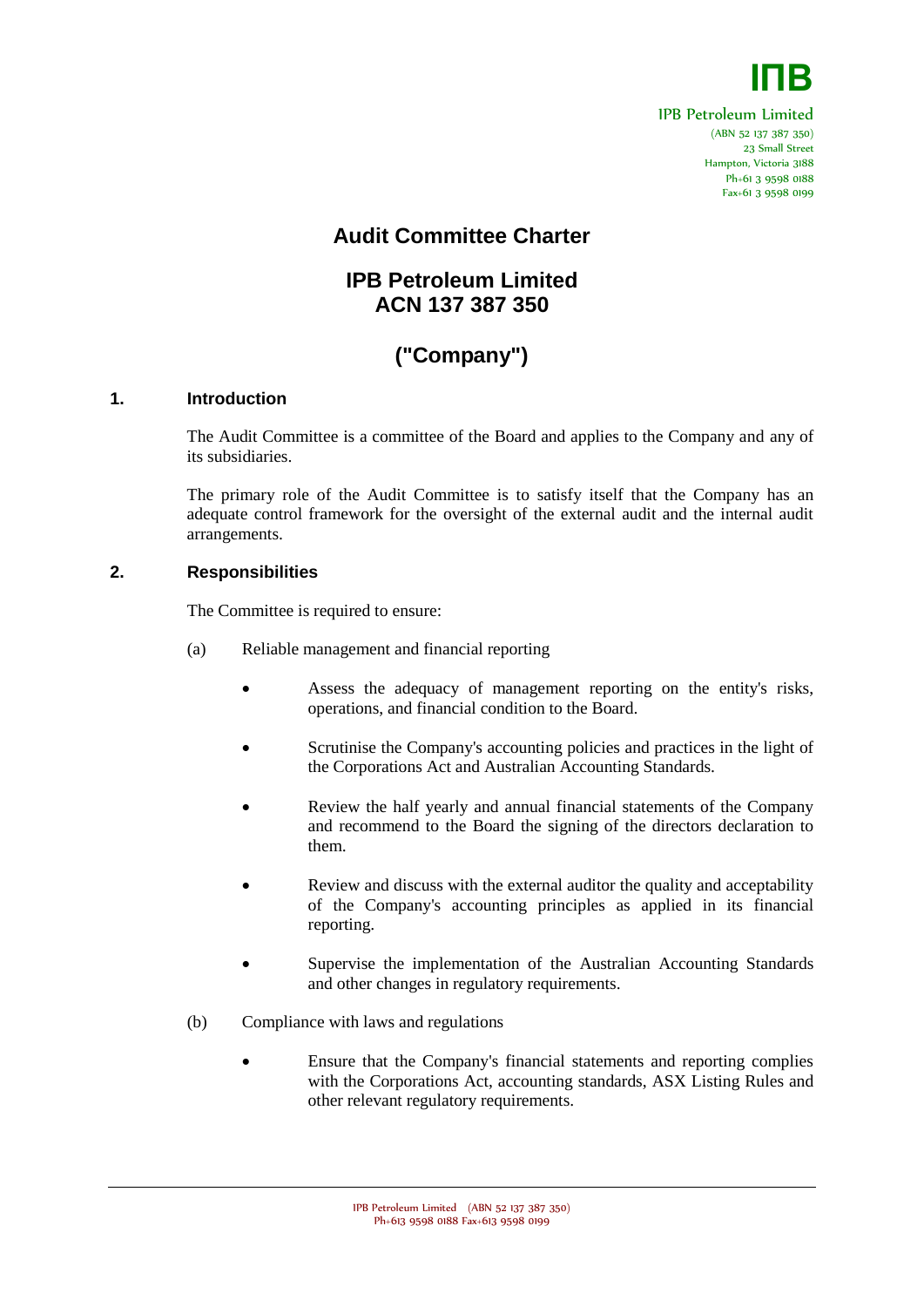IПB

IPB Petroleum Limited
(ABN 52 137 387 350)
23 Small Street
Hampton, Victoria 3188
Ph+61 3 9598 0188
Fax+61 3 9598 0199

# Audit Committee Charter

## IPB Petroleum Limited
## ACN 137 387 350

## ("Company")

### 1. Introduction

The Audit Committee is a committee of the Board and applies to the Company and any of its subsidiaries.

The primary role of the Audit Committee is to satisfy itself that the Company has an adequate control framework for the oversight of the external audit and the internal audit arrangements.

### 2. Responsibilities

The Committee is required to ensure:

(a) Reliable management and financial reporting

- Assess the adequacy of management reporting on the entity's risks, operations, and financial condition to the Board.
- Scrutinise the Company's accounting policies and practices in the light of the Corporations Act and Australian Accounting Standards.
- Review the half yearly and annual financial statements of the Company and recommend to the Board the signing of the directors declaration to them.
- Review and discuss with the external auditor the quality and acceptability of the Company's accounting principles as applied in its financial reporting.
- Supervise the implementation of the Australian Accounting Standards and other changes in regulatory requirements.

(b) Compliance with laws and regulations

- Ensure that the Company's financial statements and reporting complies with the Corporations Act, accounting standards, ASX Listing Rules and other relevant regulatory requirements.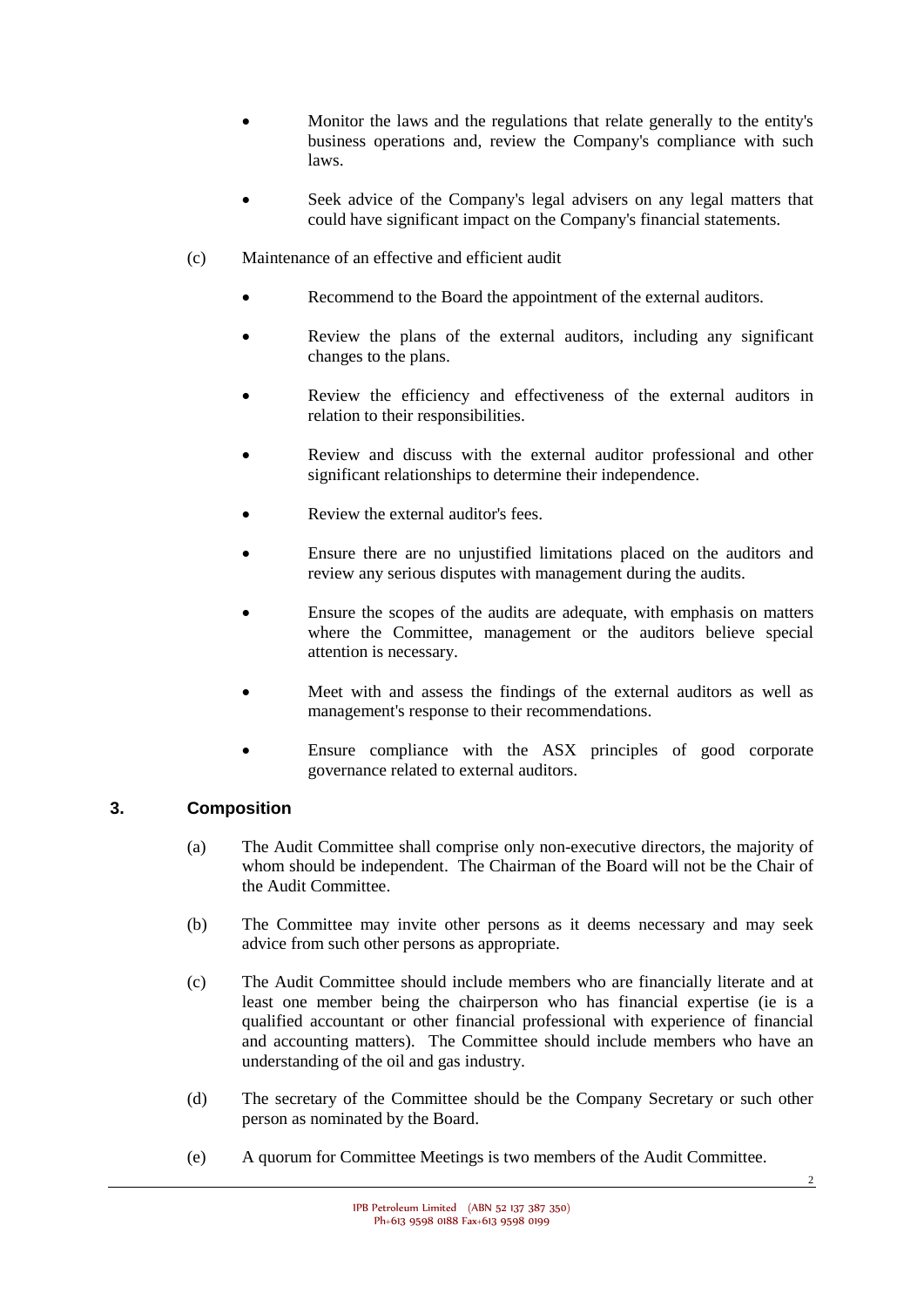- Monitor the laws and the regulations that relate generally to the entity's business operations and, review the Company's compliance with such laws.
- Seek advice of the Company's legal advisers on any legal matters that could have significant impact on the Company's financial statements.

(c) Maintenance of an effective and efficient audit

- Recommend to the Board the appointment of the external auditors.
- Review the plans of the external auditors, including any significant changes to the plans.
- Review the efficiency and effectiveness of the external auditors in relation to their responsibilities.
- Review and discuss with the external auditor professional and other significant relationships to determine their independence.
- Review the external auditor's fees.
- Ensure there are no unjustified limitations placed on the auditors and review any serious disputes with management during the audits.
- Ensure the scopes of the audits are adequate, with emphasis on matters where the Committee, management or the auditors believe special attention is necessary.
- Meet with and assess the findings of the external auditors as well as management's response to their recommendations.
- Ensure compliance with the ASX principles of good corporate governance related to external auditors.

## 3. Composition

(a) The Audit Committee shall comprise only non-executive directors, the majority of whom should be independent. The Chairman of the Board will not be the Chair of the Audit Committee.

(b) The Committee may invite other persons as it deems necessary and may seek advice from such other persons as appropriate.

(c) The Audit Committee should include members who are financially literate and at least one member being the chairperson who has financial expertise (ie is a qualified accountant or other financial professional with experience of financial and accounting matters). The Committee should include members who have an understanding of the oil and gas industry.

(d) The secretary of the Committee should be the Company Secretary or such other person as nominated by the Board.

(e) A quorum for Committee Meetings is two members of the Audit Committee.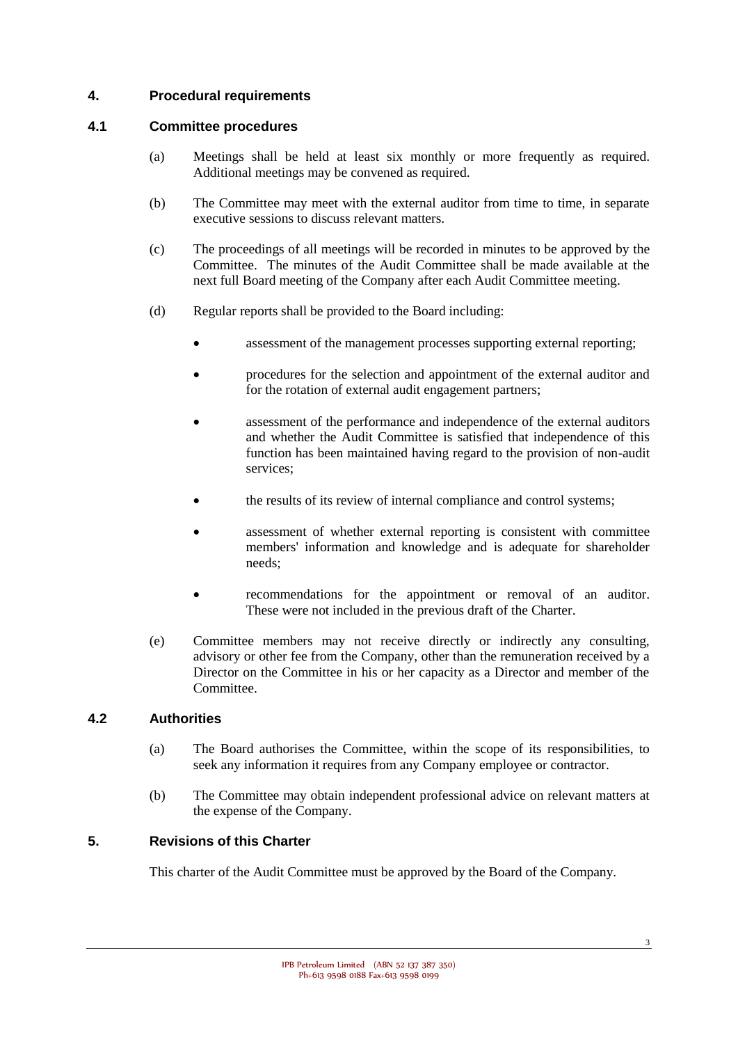## 4. Procedural requirements

### 4.1 Committee procedures

(a) Meetings shall be held at least six monthly or more frequently as required. Additional meetings may be convened as required.

(b) The Committee may meet with the external auditor from time to time, in separate executive sessions to discuss relevant matters.

(c) The proceedings of all meetings will be recorded in minutes to be approved by the Committee. The minutes of the Audit Committee shall be made available at the next full Board meeting of the Company after each Audit Committee meeting.

(d) Regular reports shall be provided to the Board including:

- assessment of the management processes supporting external reporting;
- procedures for the selection and appointment of the external auditor and for the rotation of external audit engagement partners;
- assessment of the performance and independence of the external auditors and whether the Audit Committee is satisfied that independence of this function has been maintained having regard to the provision of non-audit services;
- the results of its review of internal compliance and control systems;
- assessment of whether external reporting is consistent with committee members' information and knowledge and is adequate for shareholder needs;
- recommendations for the appointment or removal of an auditor. These were not included in the previous draft of the Charter.

(e) Committee members may not receive directly or indirectly any consulting, advisory or other fee from the Company, other than the remuneration received by a Director on the Committee in his or her capacity as a Director and member of the Committee.

### 4.2 Authorities

(a) The Board authorises the Committee, within the scope of its responsibilities, to seek any information it requires from any Company employee or contractor.

(b) The Committee may obtain independent professional advice on relevant matters at the expense of the Company.

## 5. Revisions of this Charter

This charter of the Audit Committee must be approved by the Board of the Company.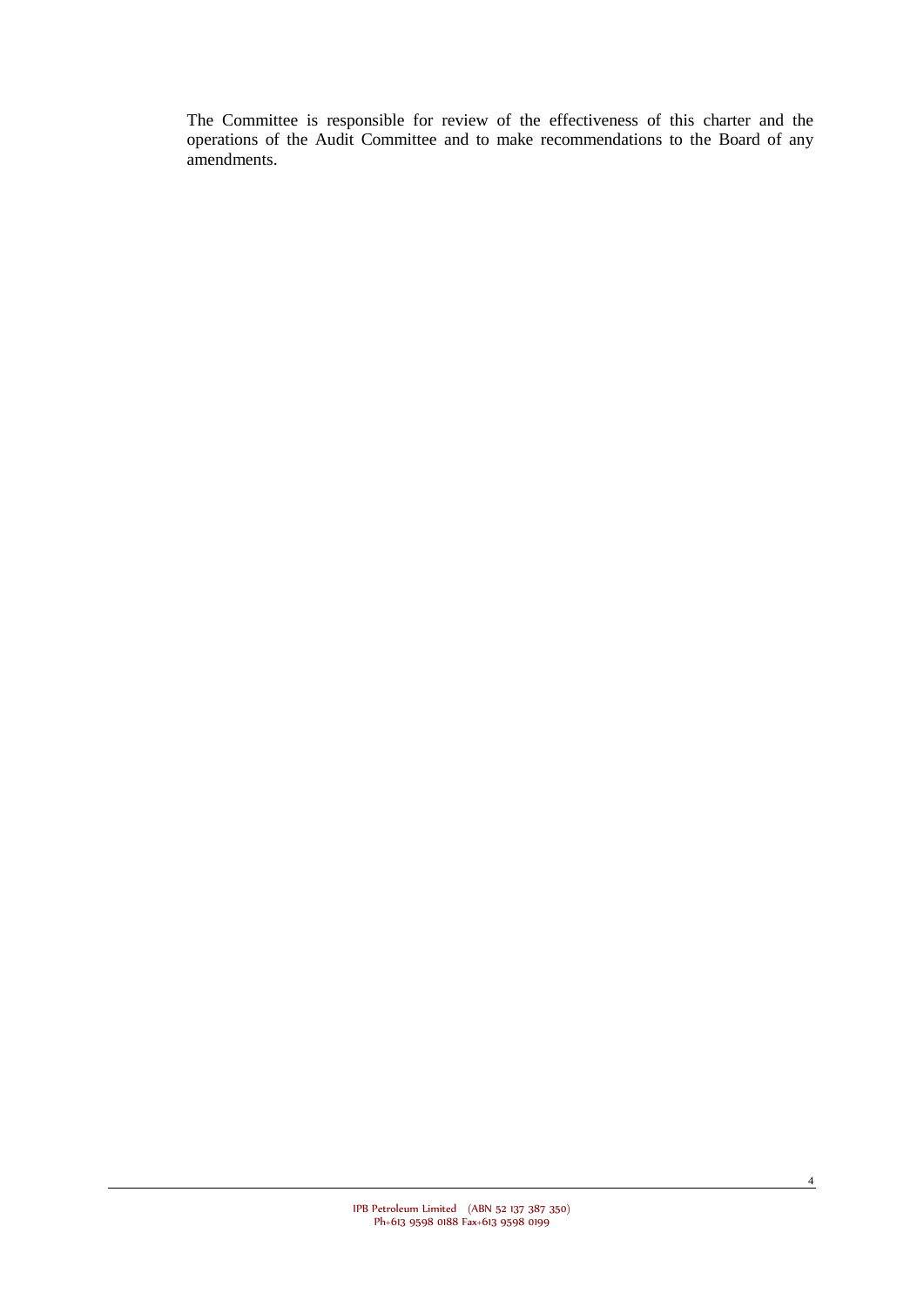The Committee is responsible for review of the effectiveness of this charter and the operations of the Audit Committee and to make recommendations to the Board of any amendments.